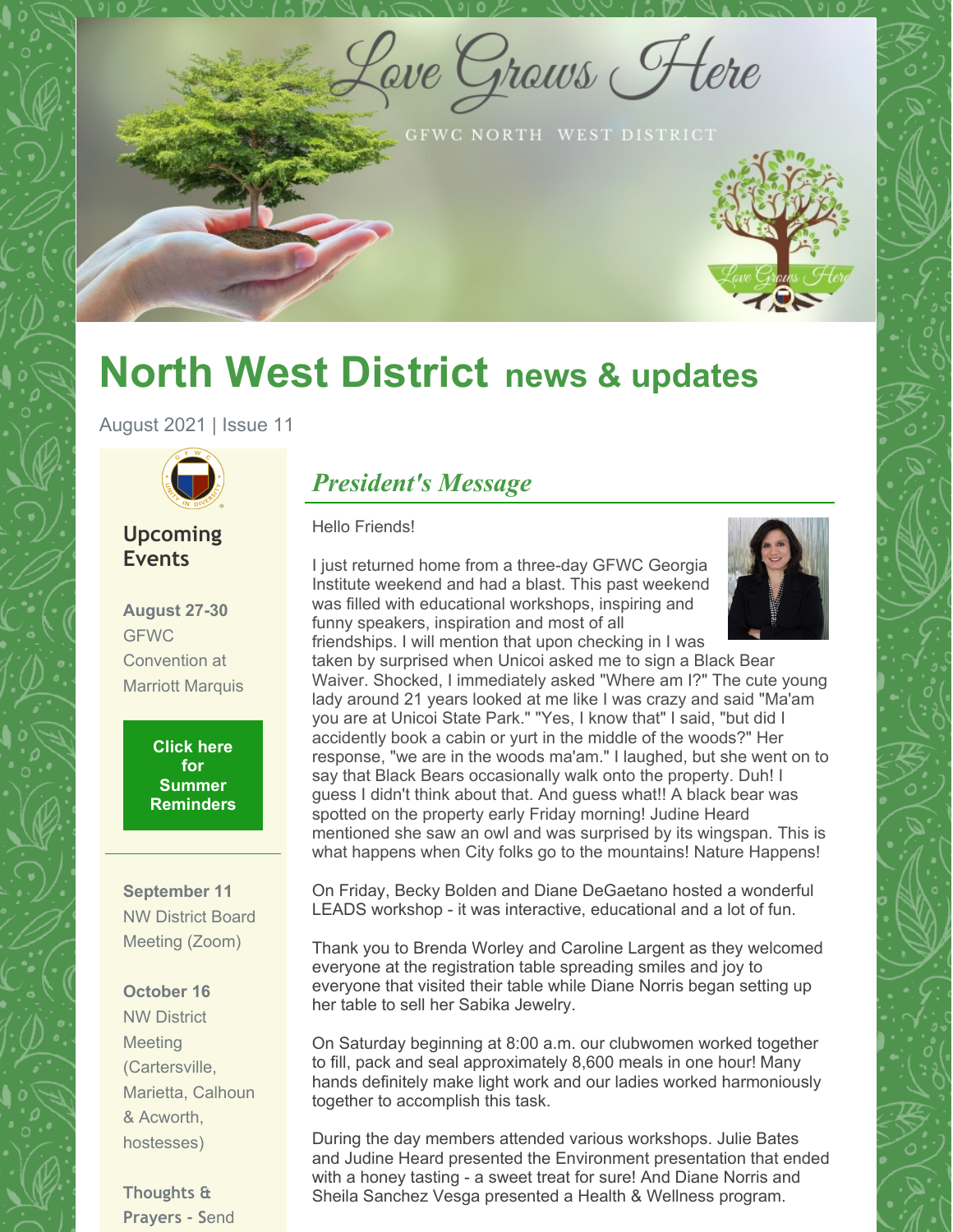Love Grows Here

GFWC NORTH WEST DISTRICT

# North West District news & updates

August 2021 | Issue 11

## Upcoming Events

**August 27-30**
GFWC Convention at Marriott Marquis

**Click here for Summer Reminders**

**September 11**
NW District Board Meeting (Zoom)

**October 16**
NW District Meeting (Cartersville, Marietta, Calhoun & Acworth, hostesses)

**Thoughts & Prayers** - Send

## *President's Message*

Hello Friends!

I just returned home from a three-day GFWC Georgia Institute weekend and had a blast. This past weekend was filled with educational workshops, inspiring and funny speakers, inspiration and most of all friendships. I will mention that upon checking in I was taken by surprised when Unicoi asked me to sign a Black Bear Waiver. Shocked, I immediately asked "Where am I?" The cute young lady around 21 years looked at me like I was crazy and said "Ma'am you are at Unicoi State Park." "Yes, I know that" I said, "but did I accidently book a cabin or yurt in the middle of the woods?" Her response, "we are in the woods ma'am." I laughed, but she went on to say that Black Bears occasionally walk onto the property. Duh! I guess I didn't think about that. And guess what!! A black bear was spotted on the property early Friday morning! Judine Heard mentioned she saw an owl and was surprised by its wingspan. This is what happens when City folks go to the mountains! Nature Happens!

On Friday, Becky Bolden and Diane DeGaetano hosted a wonderful LEADS workshop - it was interactive, educational and a lot of fun.

Thank you to Brenda Worley and Caroline Largent as they welcomed everyone at the registration table spreading smiles and joy to everyone that visited their table while Diane Norris began setting up her table to sell her Sabika Jewelry.

On Saturday beginning at 8:00 a.m. our clubwomen worked together to fill, pack and seal approximately 8,600 meals in one hour! Many hands definitely make light work and our ladies worked harmoniously together to accomplish this task.

During the day members attended various workshops. Julie Bates and Judine Heard presented the Environment presentation that ended with a honey tasting - a sweet treat for sure! And Diane Norris and Sheila Sanchez Vesga presented a Health & Wellness program.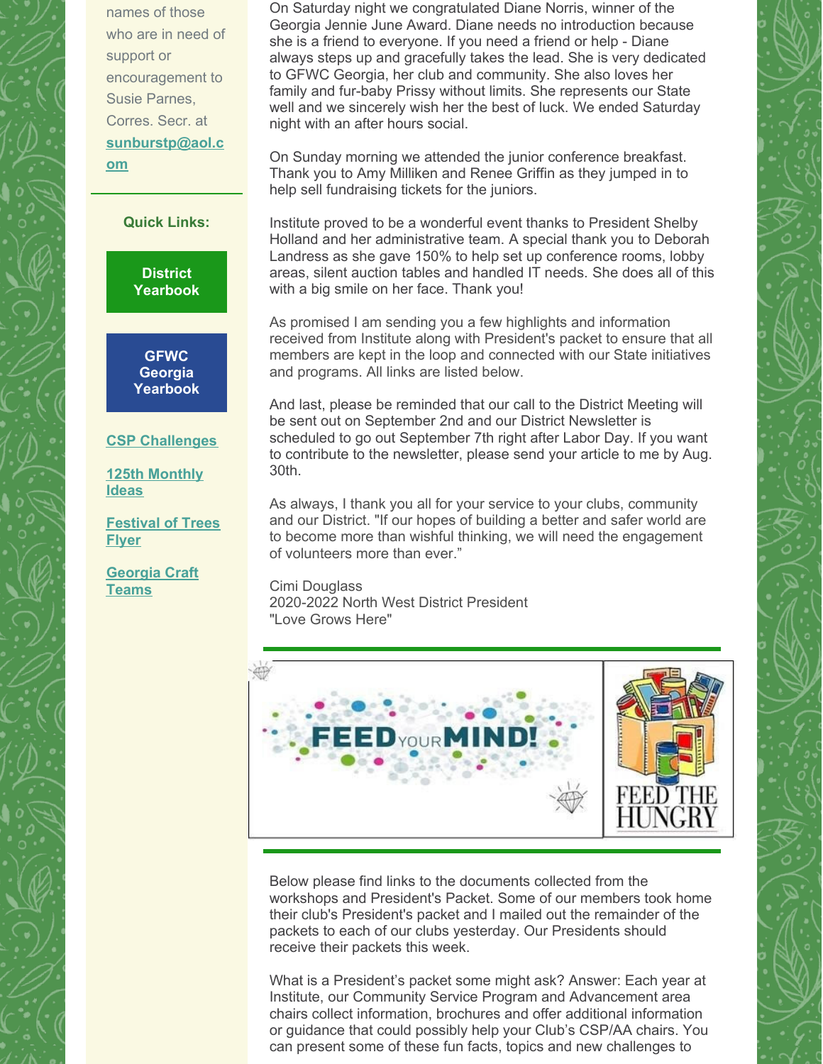names of those who are in need of support or encouragement to Susie Parnes, Corres. Secr. at **sunburstp@aol.com**

**Quick Links:**

**District Yearbook**

**GFWC Georgia Yearbook**

**CSP Challenges**

**125th Monthly Ideas**

**Festival of Trees Flyer**

**Georgia Craft Teams**

On Saturday night we congratulated Diane Norris, winner of the Georgia Jennie June Award. Diane needs no introduction because she is a friend to everyone. If you need a friend or help - Diane always steps up and gracefully takes the lead. She is very dedicated to GFWC Georgia, her club and community. She also loves her family and fur-baby Prissy without limits. She represents our State well and we sincerely wish her the best of luck. We ended Saturday night with an after hours social.

On Sunday morning we attended the junior conference breakfast. Thank you to Amy Milliken and Renee Griffin as they jumped in to help sell fundraising tickets for the juniors.

Institute proved to be a wonderful event thanks to President Shelby Holland and her administrative team. A special thank you to Deborah Landress as she gave 150% to help set up conference rooms, lobby areas, silent auction tables and handled IT needs. She does all of this with a big smile on her face. Thank you!

As promised I am sending you a few highlights and information received from Institute along with President's packet to ensure that all members are kept in the loop and connected with our State initiatives and programs. All links are listed below.

And last, please be reminded that our call to the District Meeting will be sent out on September 2nd and our District Newsletter is scheduled to go out September 7th right after Labor Day. If you want to contribute to the newsletter, please send your article to me by Aug. 30th.

As always, I thank you all for your service to your clubs, community and our District. "If our hopes of building a better and safer world are to become more than wishful thinking, we will need the engagement of volunteers more than ever."

Cimi Douglass
2020-2022 North West District President
"Love Grows Here"

Below please find links to the documents collected from the workshops and President's Packet. Some of our members took home their club's President's packet and I mailed out the remainder of the packets to each of our clubs yesterday. Our Presidents should receive their packets this week.

What is a President's packet some might ask? Answer: Each year at Institute, our Community Service Program and Advancement area chairs collect information, brochures and offer additional information or guidance that could possibly help your Club's CSP/AA chairs. You can present some of these fun facts, topics and new challenges to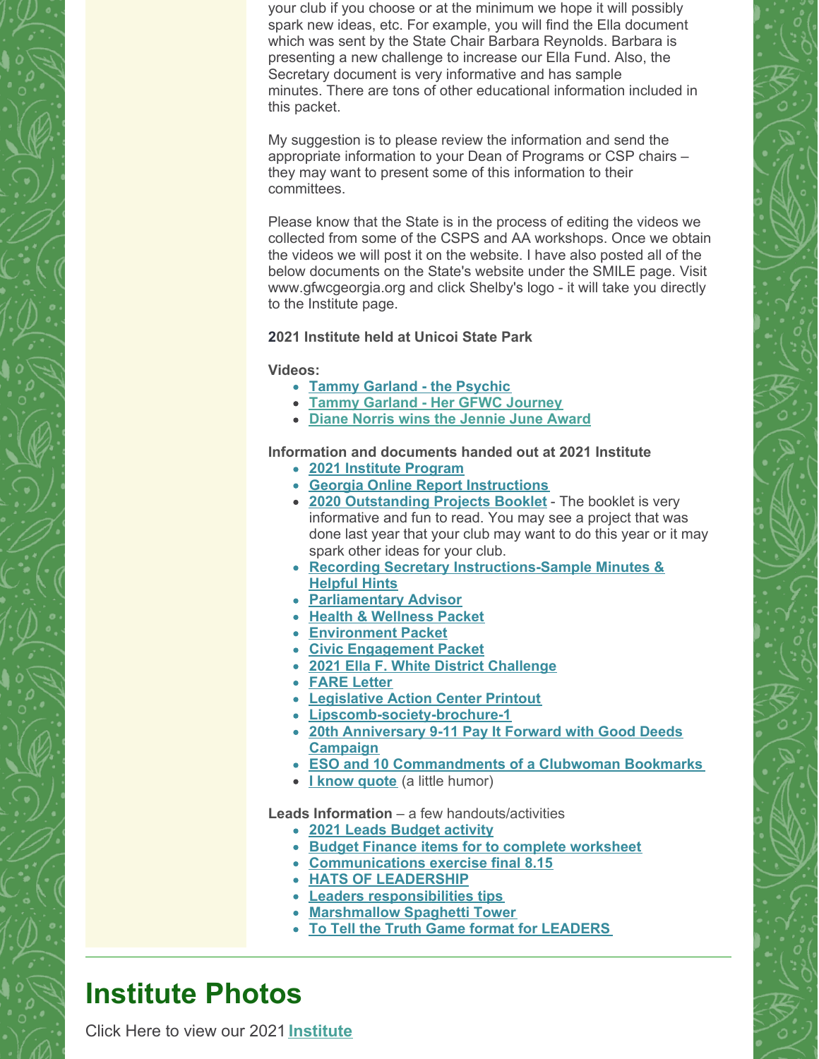your club if you choose or at the minimum we hope it will possibly spark new ideas, etc. For example, you will find the Ella document which was sent by the State Chair Barbara Reynolds. Barbara is presenting a new challenge to increase our Ella Fund. Also, the Secretary document is very informative and has sample minutes. There are tons of other educational information included in this packet.

My suggestion is to please review the information and send the appropriate information to your Dean of Programs or CSP chairs – they may want to present some of this information to their committees.

Please know that the State is in the process of editing the videos we collected from some of the CSPS and AA workshops. Once we obtain the videos we will post it on the website. I have also posted all of the below documents on the State's website under the SMILE page. Visit www.gfwcgeorgia.org and click Shelby's logo - it will take you directly to the Institute page.

**2021 Institute held at Unicoi State Park**

**Videos:**

- **Tammy Garland - the Psychic**
- **Tammy Garland - Her GFWC Journey**
- **Diane Norris wins the Jennie June Award**

**Information and documents handed out at 2021 Institute**

- **2021 Institute Program**
- **Georgia Online Report Instructions**
- **2020 Outstanding Projects Booklet** - The booklet is very informative and fun to read. You may see a project that was done last year that your club may want to do this year or it may spark other ideas for your club.
- **Recording Secretary Instructions-Sample Minutes & Helpful Hints**
- **Parliamentary Advisor**
- **Health & Wellness Packet**
- **Environment Packet**
- **Civic Engagement Packet**
- **2021 Ella F. White District Challenge**
- **FARE Letter**
- **Legislative Action Center Printout**
- **Lipscomb-society-brochure-1**
- **20th Anniversary 9-11 Pay It Forward with Good Deeds Campaign**
- **ESO and 10 Commandments of a Clubwoman Bookmarks**
- **I know quote** (a little humor)

**Leads Information** – a few handouts/activities

- **2021 Leads Budget activity**
- **Budget Finance items for to complete worksheet**
- **Communications exercise final 8.15**
- **HATS OF LEADERSHIP**
- **Leaders responsibilities tips**
- **Marshmallow Spaghetti Tower**
- **To Tell the Truth Game format for LEADERS**

---

# Institute Photos

Click Here to view our 2021 **Institute**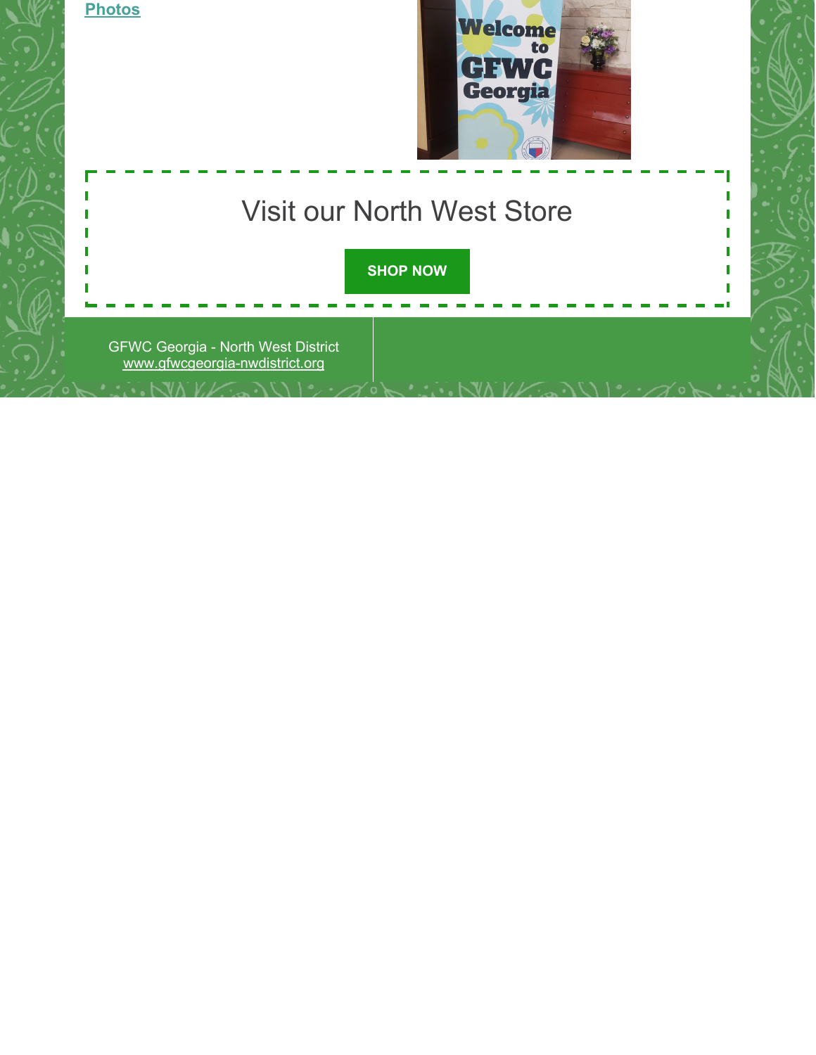Photos

Visit our North West Store

SHOP NOW

GFWC Georgia - North West District
www.gfwcgeorgia-nwdistrict.org